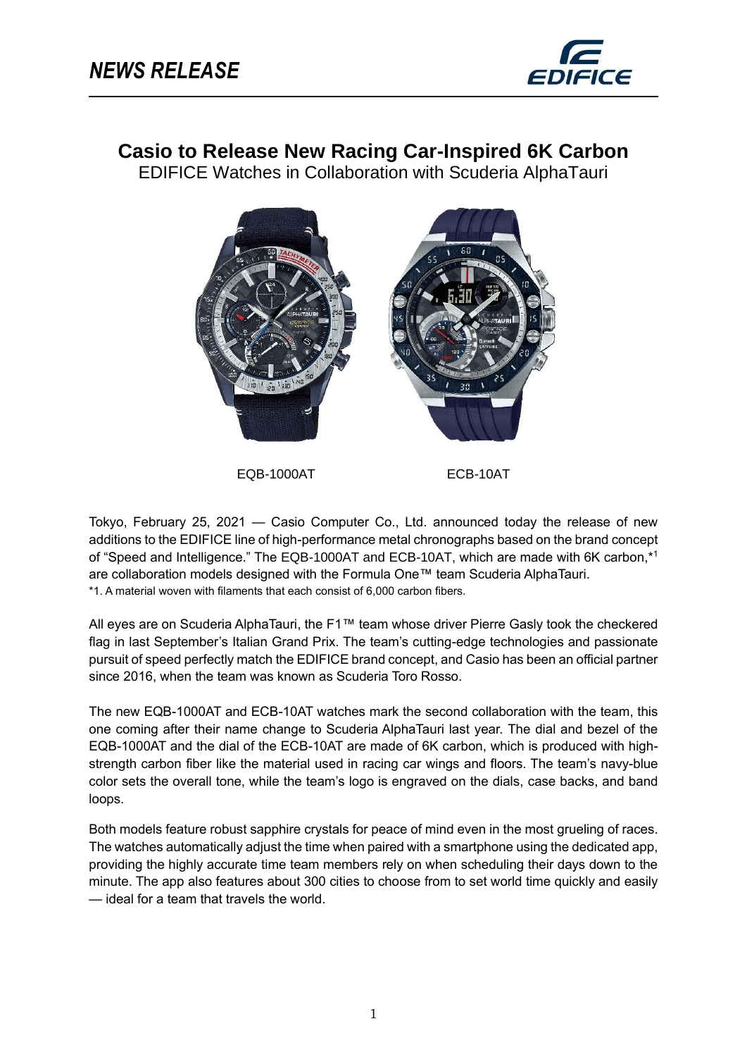*NEWS RELEASE*

# Casio to Release New Racing Car-Inspired 6K Carbon

EDIFICE Watches in Collaboration with Scuderia AlphaTauri

EQB-1000AT ECB-10AT

Tokyo, February 25, 2021 — Casio Computer Co., Ltd. announced today the release of new additions to the EDIFICE line of high-performance metal chronographs based on the brand concept of "Speed and Intelligence." The EQB-1000AT and ECB-10AT, which are made with 6K carbon,*[1] are collaboration models designed with the Formula One™ team Scuderia AlphaTauri.

*1. A material woven with filaments that each consist of 6,000 carbon fibers.

All eyes are on Scuderia AlphaTauri, the F1™ team whose driver Pierre Gasly took the checkered flag in last September's Italian Grand Prix. The team's cutting-edge technologies and passionate pursuit of speed perfectly match the EDIFICE brand concept, and Casio has been an official partner since 2016, when the team was known as Scuderia Toro Rosso.

The new EQB-1000AT and ECB-10AT watches mark the second collaboration with the team, this one coming after their name change to Scuderia AlphaTauri last year. The dial and bezel of the EQB-1000AT and the dial of the ECB-10AT are made of 6K carbon, which is produced with high-strength carbon fiber like the material used in racing car wings and floors. The team's navy-blue color sets the overall tone, while the team's logo is engraved on the dials, case backs, and band loops.

Both models feature robust sapphire crystals for peace of mind even in the most grueling of races. The watches automatically adjust the time when paired with a smartphone using the dedicated app, providing the highly accurate time team members rely on when scheduling their days down to the minute. The app also features about 300 cities to choose from to set world time quickly and easily — ideal for a team that travels the world.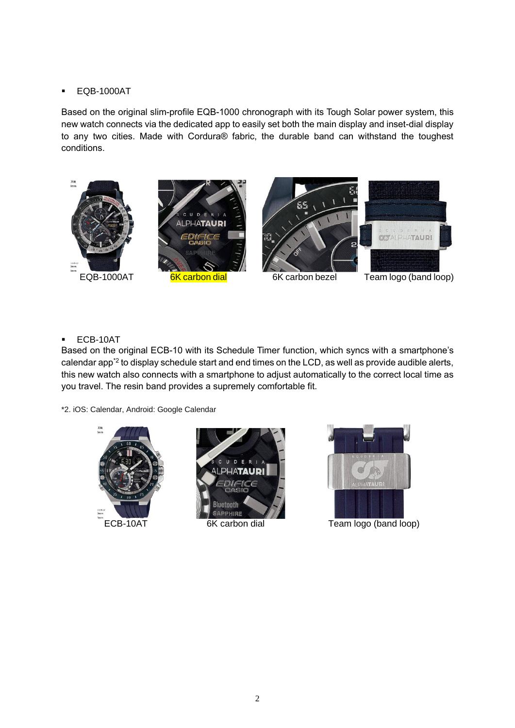- EQB-1000AT

Based on the original slim-profile EQB-1000 chronograph with its Tough Solar power system, this new watch connects via the dedicated app to easily set both the main display and inset-dial display to any two cities. Made with Cordura® fabric, the durable band can withstand the toughest conditions.

EQB-1000AT    6K carbon dial    6K carbon bezel    Team logo (band loop)

- ECB-10AT

Based on the original ECB-10 with its Schedule Timer function, which syncs with a smartphone's calendar app[*2] to display schedule start and end times on the LCD, as well as provide audible alerts, this new watch also connects with a smartphone to adjust automatically to the correct local time as you travel. The resin band provides a supremely comfortable fit.

*2. iOS: Calendar, Android: Google Calendar

ECB-10AT    6K carbon dial    Team logo (band loop)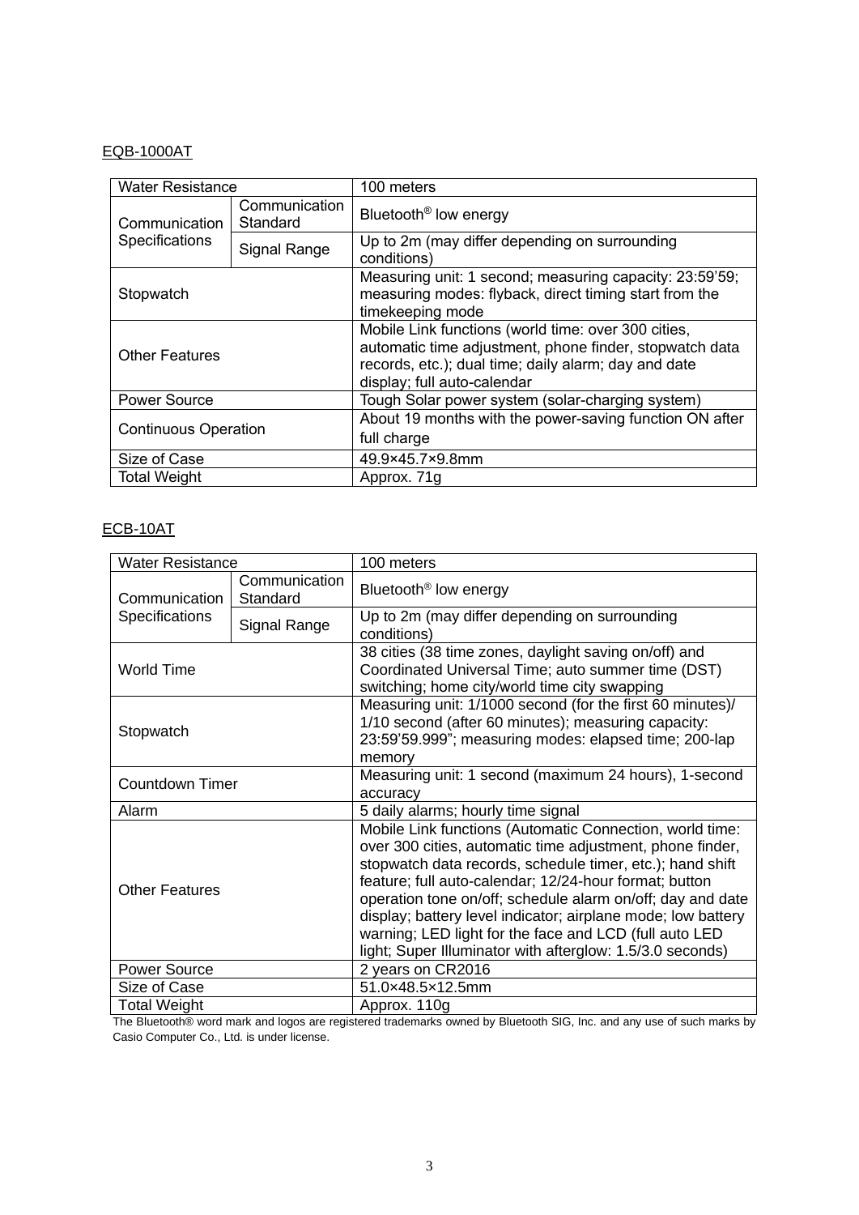EQB-1000AT

| | | |
|---|---|---|
| Water Resistance | | 100 meters |
| Communication Specifications | Communication Standard | Bluetooth® low energy |
| | Signal Range | Up to 2m (may differ depending on surrounding conditions) |
| Stopwatch | | Measuring unit: 1 second; measuring capacity: 23:59'59; measuring modes: flyback, direct timing start from the timekeeping mode |
| Other Features | | Mobile Link functions (world time: over 300 cities, automatic time adjustment, phone finder, stopwatch data records, etc.); dual time; daily alarm; day and date display; full auto-calendar |
| Power Source | | Tough Solar power system (solar-charging system) |
| Continuous Operation | | About 19 months with the power-saving function ON after full charge |
| Size of Case | | 49.9×45.7×9.8mm |
| Total Weight | | Approx. 71g |

ECB-10AT

| | | |
|---|---|---|
| Water Resistance | | 100 meters |
| Communication Specifications | Communication Standard | Bluetooth® low energy |
| | Signal Range | Up to 2m (may differ depending on surrounding conditions) |
| World Time | | 38 cities (38 time zones, daylight saving on/off) and Coordinated Universal Time; auto summer time (DST) switching; home city/world time city swapping |
| Stopwatch | | Measuring unit: 1/1000 second (for the first 60 minutes)/ 1/10 second (after 60 minutes); measuring capacity: 23:59'59.999"; measuring modes: elapsed time; 200-lap memory |
| Countdown Timer | | Measuring unit: 1 second (maximum 24 hours), 1-second accuracy |
| Alarm | | 5 daily alarms; hourly time signal |
| Other Features | | Mobile Link functions (Automatic Connection, world time: over 300 cities, automatic time adjustment, phone finder, stopwatch data records, schedule timer, etc.); hand shift feature; full auto-calendar; 12/24-hour format; button operation tone on/off; schedule alarm on/off; day and date display; battery level indicator; airplane mode; low battery warning; LED light for the face and LCD (full auto LED light; Super Illuminator with afterglow: 1.5/3.0 seconds) |
| Power Source | | 2 years on CR2016 |
| Size of Case | | 51.0×48.5×12.5mm |
| Total Weight | | Approx. 110g |

The Bluetooth® word mark and logos are registered trademarks owned by Bluetooth SIG, Inc. and any use of such marks by Casio Computer Co., Ltd. is under license.